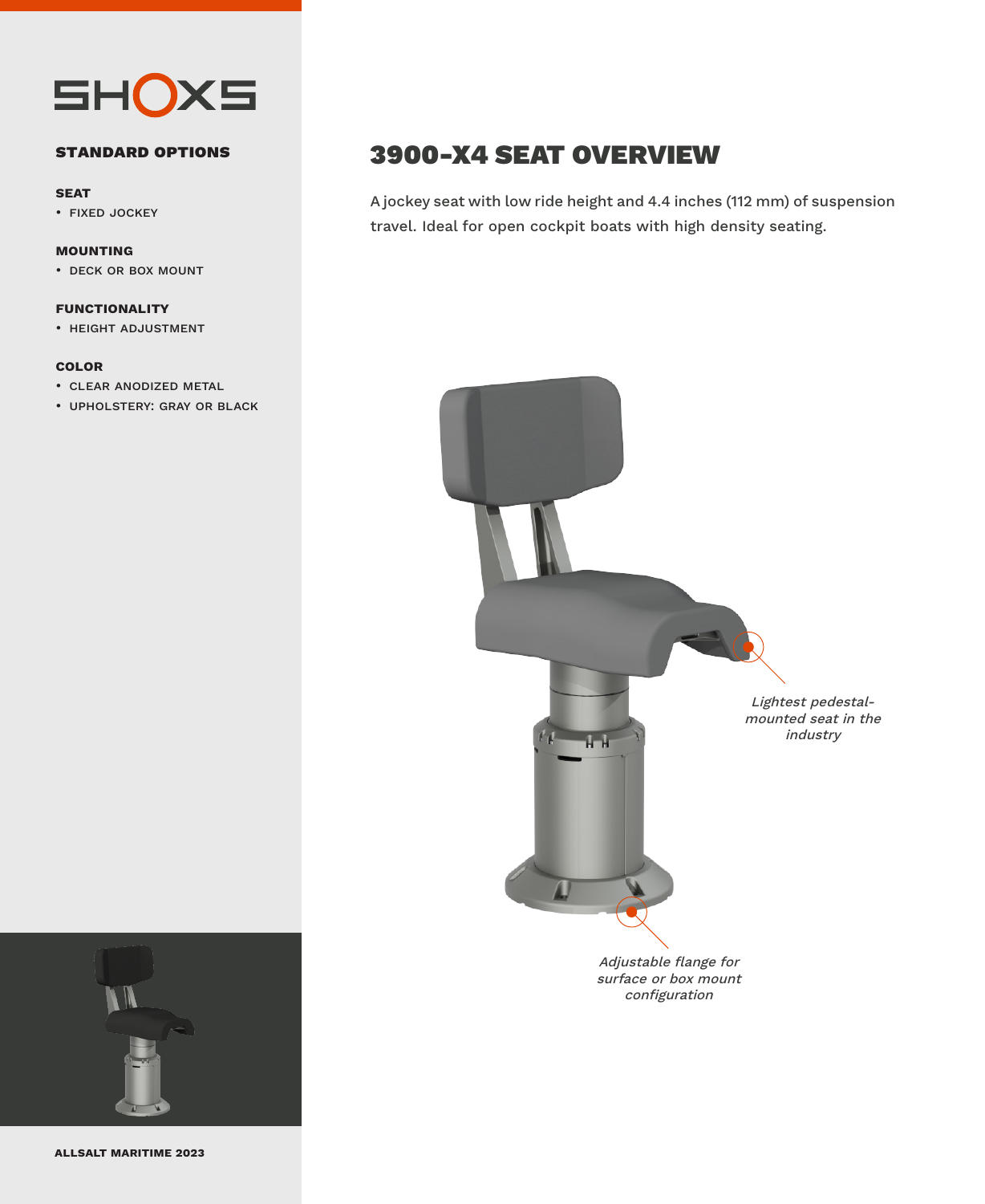SHOXS

## STANDARD OPTIONS

**SEAT**

- FIXED JOCKEY

**MOUNTING**

- DECK OR BOX MOUNT

**FUNCTIONALITY**

- HEIGHT ADJUSTMENT

**COLOR**

- CLEAR ANODIZED METAL
- UPHOLSTERY: GRAY OR BLACK

**ALLSALT MARITIME 2023**

# 3900-X4 SEAT OVERVIEW

A jockey seat with low ride height and 4.4 inches (112 mm) of suspension travel. Ideal for open cockpit boats with high density seating.

*Lightest pedestal-mounted seat in the industry*

*Adjustable flange for surface or box mount configuration*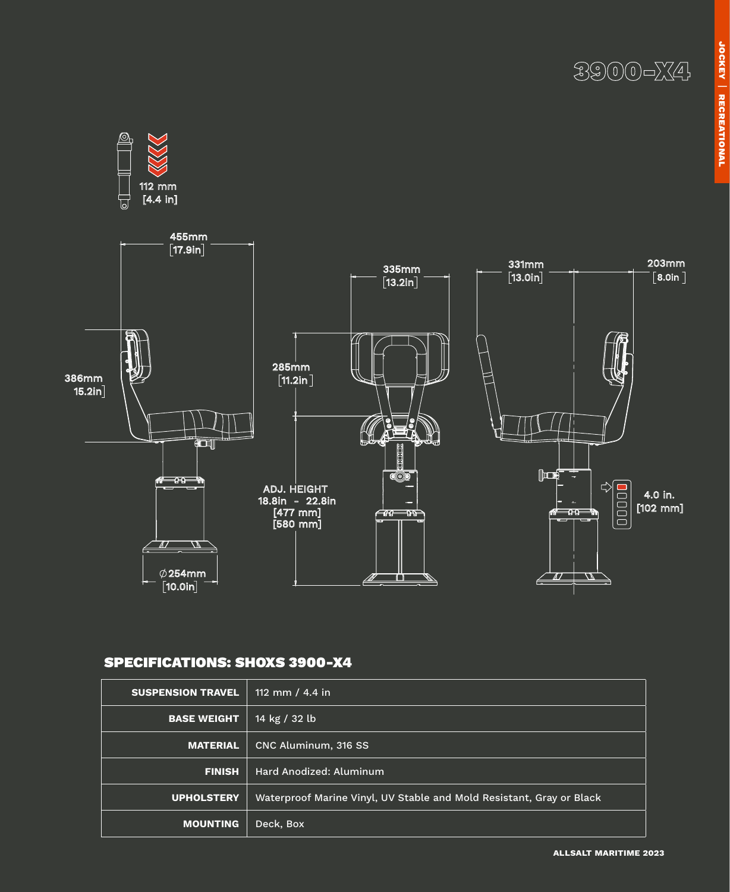# 3900-X4

JOCKEY | RECREATIONAL

112 mm
[4.4 in]

455mm
[17.9in]

386mm
15.2in

335mm
[13.2in]

285mm
[11.2in]

ADJ. HEIGHT
18.8in - 22.8in
[477 mm]
[580 mm]

331mm
[13.0in]

203mm
[8.0in]

4.0 in.
[102 mm]

∅254mm
[10.0in]

## SPECIFICATIONS: SHOXS 3900-X4

| | |
|---|---|
| **SUSPENSION TRAVEL** | 112 mm / 4.4 in |
| **BASE WEIGHT** | 14 kg / 32 lb |
| **MATERIAL** | CNC Aluminum, 316 SS |
| **FINISH** | Hard Anodized: Aluminum |
| **UPHOLSTERY** | Waterproof Marine Vinyl, UV Stable and Mold Resistant, Gray or Black |
| **MOUNTING** | Deck, Box |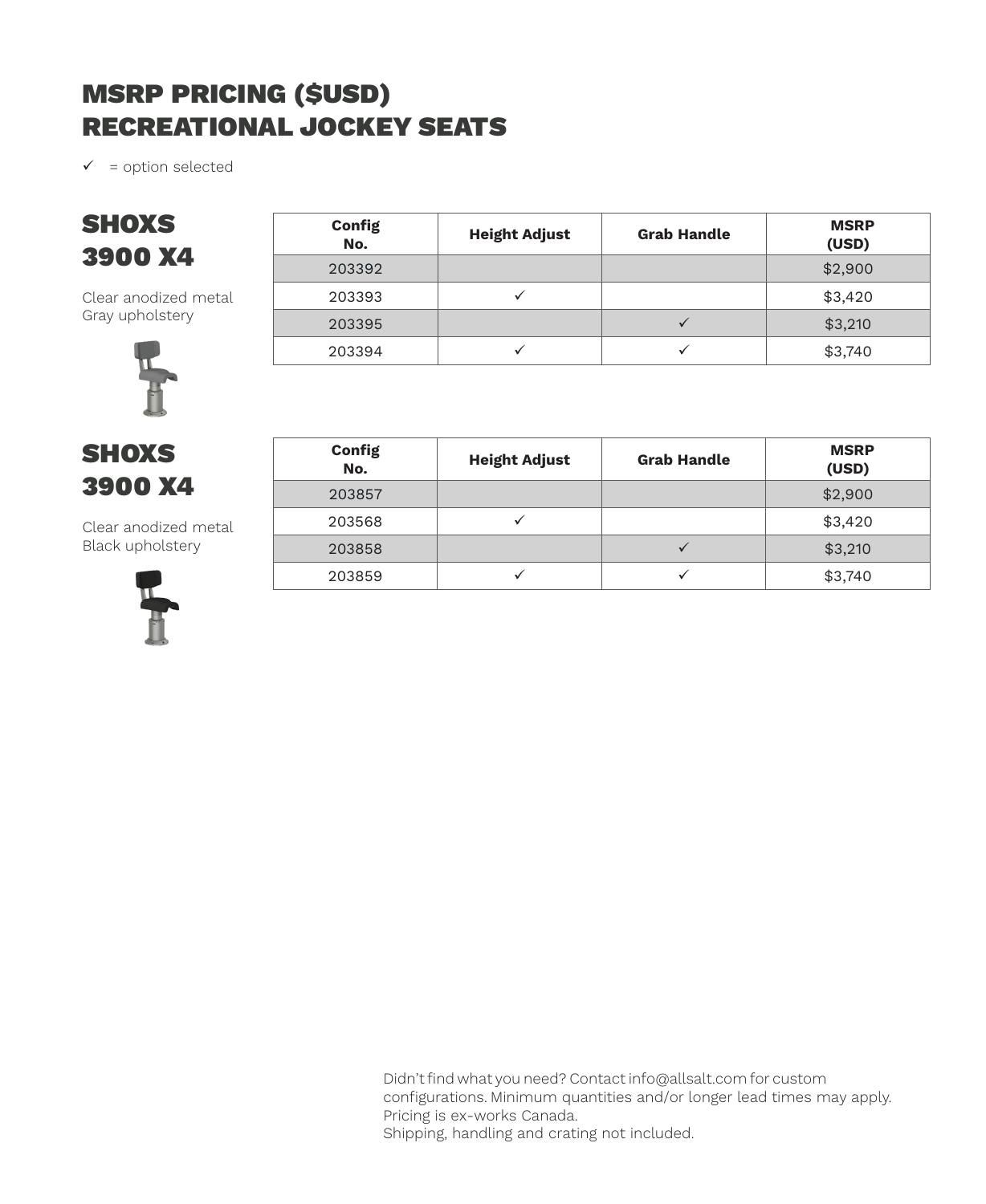# MSRP PRICING ($USD)
# RECREATIONAL JOCKEY SEATS

✓ = option selected

## SHOXS 3900 X4

Clear anodized metal
Gray upholstery

| Config No. | Height Adjust | Grab Handle | MSRP (USD) |
|---|---|---|---|
| 203392 | | | $2,900 |
| 203393 | ✓ | | $3,420 |
| 203395 | | ✓ | $3,210 |
| 203394 | ✓ | ✓ | $3,740 |

## SHOXS 3900 X4

Clear anodized metal
Black upholstery

| Config No. | Height Adjust | Grab Handle | MSRP (USD) |
|---|---|---|---|
| 203857 | | | $2,900 |
| 203568 | ✓ | | $3,420 |
| 203858 | | ✓ | $3,210 |
| 203859 | ✓ | ✓ | $3,740 |

Didn't find what you need? Contact info@allsalt.com for custom configurations. Minimum quantities and/or longer lead times may apply.
Pricing is ex-works Canada.
Shipping, handling and crating not included.